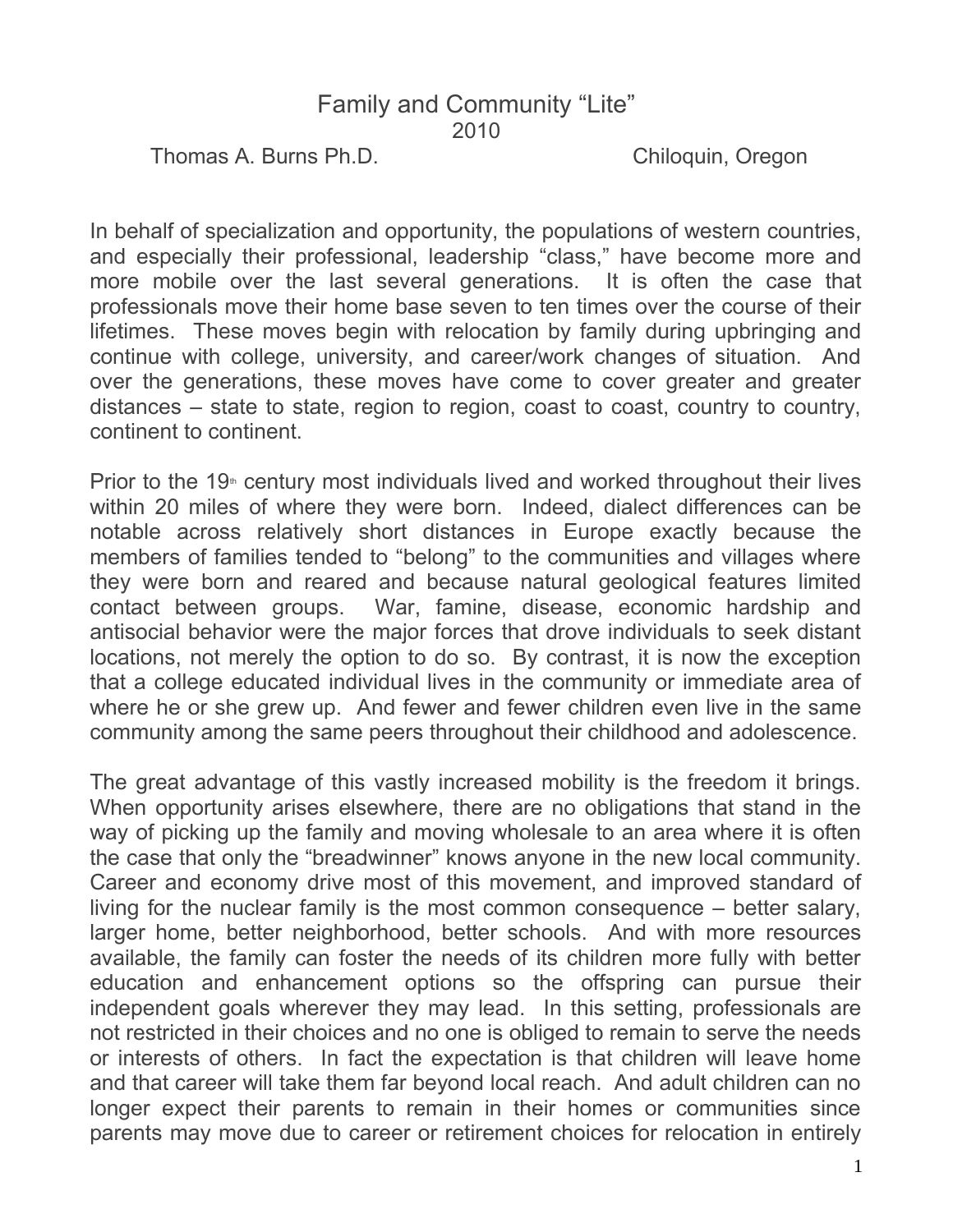# Family and Community "Lite"

2010

Thomas A. Burns Ph.D. Chiloquin, Oregon

In behalf of specialization and opportunity, the populations of western countries, and especially their professional, leadership "class," have become more and more mobile over the last several generations. It is often the case that professionals move their home base seven to ten times over the course of their lifetimes. These moves begin with relocation by family during upbringing and continue with college, university, and career/work changes of situation. And over the generations, these moves have come to cover greater and greater distances – state to state, region to region, coast to coast, country to country, continent to continent.

Prior to the 19th century most individuals lived and worked throughout their lives within 20 miles of where they were born. Indeed, dialect differences can be notable across relatively short distances in Europe exactly because the members of families tended to "belong" to the communities and villages where they were born and reared and because natural geological features limited contact between groups. War, famine, disease, economic hardship and antisocial behavior were the major forces that drove individuals to seek distant locations, not merely the option to do so. By contrast, it is now the exception that a college educated individual lives in the community or immediate area of where he or she grew up. And fewer and fewer children even live in the same community among the same peers throughout their childhood and adolescence.

The great advantage of this vastly increased mobility is the freedom it brings. When opportunity arises elsewhere, there are no obligations that stand in the way of picking up the family and moving wholesale to an area where it is often the case that only the "breadwinner" knows anyone in the new local community. Career and economy drive most of this movement, and improved standard of living for the nuclear family is the most common consequence – better salary, larger home, better neighborhood, better schools. And with more resources available, the family can foster the needs of its children more fully with better education and enhancement options so the offspring can pursue their independent goals wherever they may lead. In this setting, professionals are not restricted in their choices and no one is obliged to remain to serve the needs or interests of others. In fact the expectation is that children will leave home and that career will take them far beyond local reach. And adult children can no longer expect their parents to remain in their homes or communities since parents may move due to career or retirement choices for relocation in entirely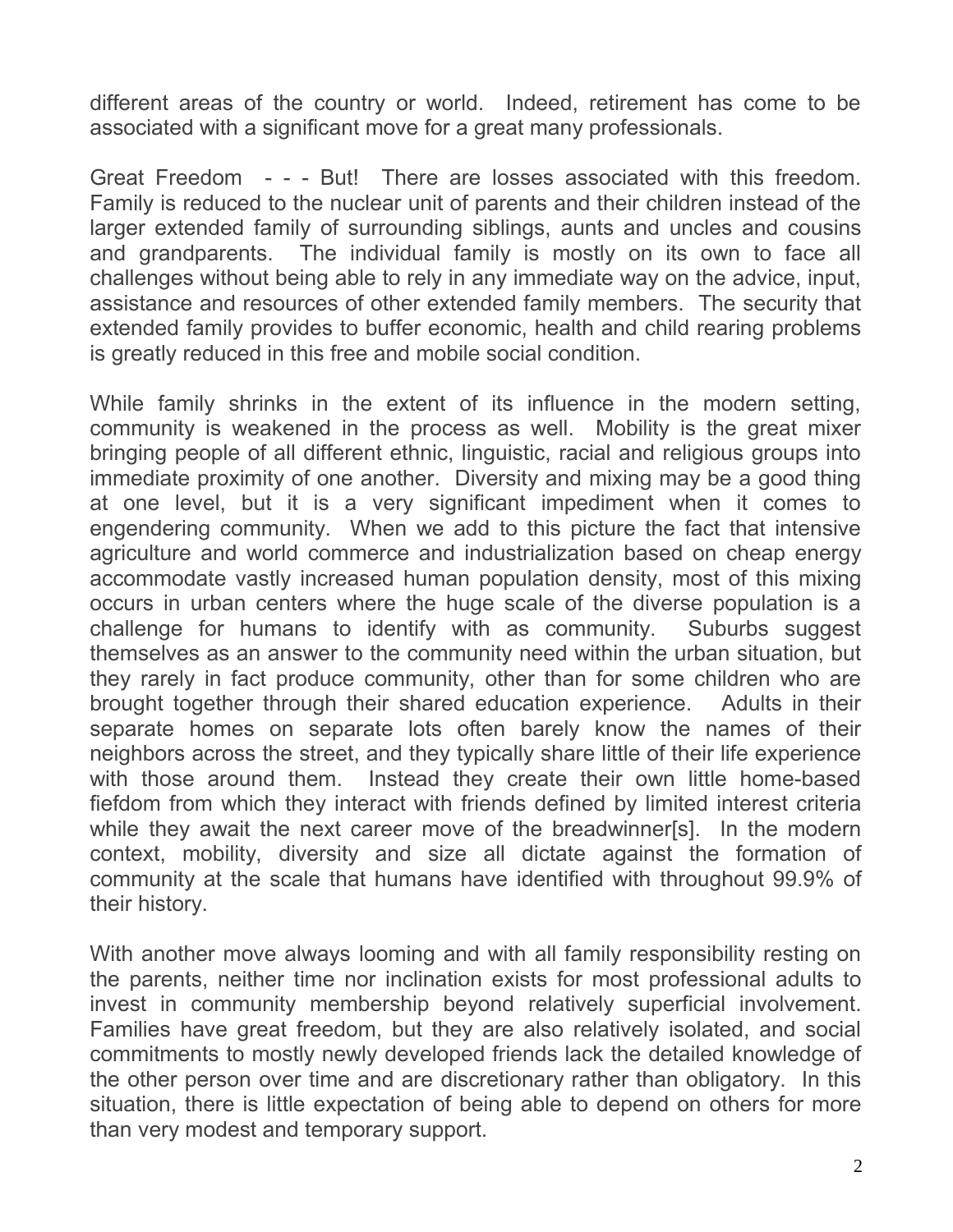different areas of the country or world. Indeed, retirement has come to be associated with a significant move for a great many professionals.

Great Freedom - - - But! There are losses associated with this freedom. Family is reduced to the nuclear unit of parents and their children instead of the larger extended family of surrounding siblings, aunts and uncles and cousins and grandparents. The individual family is mostly on its own to face all challenges without being able to rely in any immediate way on the advice, input, assistance and resources of other extended family members. The security that extended family provides to buffer economic, health and child rearing problems is greatly reduced in this free and mobile social condition.

While family shrinks in the extent of its influence in the modern setting, community is weakened in the process as well. Mobility is the great mixer bringing people of all different ethnic, linguistic, racial and religious groups into immediate proximity of one another. Diversity and mixing may be a good thing at one level, but it is a very significant impediment when it comes to engendering community. When we add to this picture the fact that intensive agriculture and world commerce and industrialization based on cheap energy accommodate vastly increased human population density, most of this mixing occurs in urban centers where the huge scale of the diverse population is a challenge for humans to identify with as community. Suburbs suggest themselves as an answer to the community need within the urban situation, but they rarely in fact produce community, other than for some children who are brought together through their shared education experience. Adults in their separate homes on separate lots often barely know the names of their neighbors across the street, and they typically share little of their life experience with those around them. Instead they create their own little home-based fiefdom from which they interact with friends defined by limited interest criteria while they await the next career move of the breadwinner[s]. In the modern context, mobility, diversity and size all dictate against the formation of community at the scale that humans have identified with throughout 99.9% of their history.

With another move always looming and with all family responsibility resting on the parents, neither time nor inclination exists for most professional adults to invest in community membership beyond relatively superficial involvement. Families have great freedom, but they are also relatively isolated, and social commitments to mostly newly developed friends lack the detailed knowledge of the other person over time and are discretionary rather than obligatory. In this situation, there is little expectation of being able to depend on others for more than very modest and temporary support.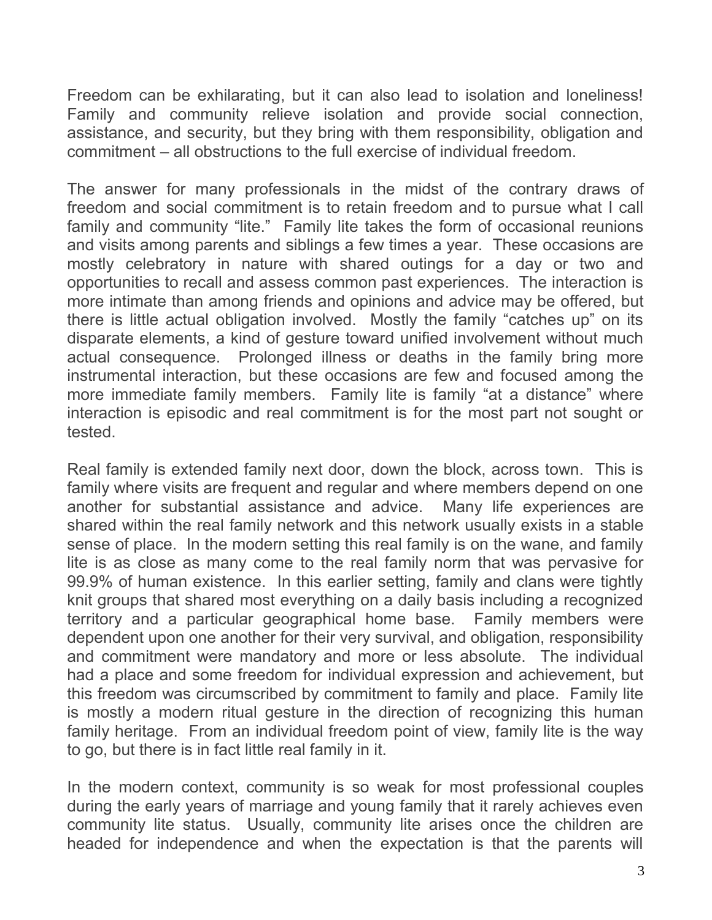Freedom can be exhilarating, but it can also lead to isolation and loneliness! Family and community relieve isolation and provide social connection, assistance, and security, but they bring with them responsibility, obligation and commitment – all obstructions to the full exercise of individual freedom.

The answer for many professionals in the midst of the contrary draws of freedom and social commitment is to retain freedom and to pursue what I call family and community “lite.” Family lite takes the form of occasional reunions and visits among parents and siblings a few times a year. These occasions are mostly celebratory in nature with shared outings for a day or two and opportunities to recall and assess common past experiences. The interaction is more intimate than among friends and opinions and advice may be offered, but there is little actual obligation involved. Mostly the family “catches up” on its disparate elements, a kind of gesture toward unified involvement without much actual consequence. Prolonged illness or deaths in the family bring more instrumental interaction, but these occasions are few and focused among the more immediate family members. Family lite is family “at a distance” where interaction is episodic and real commitment is for the most part not sought or tested.

Real family is extended family next door, down the block, across town. This is family where visits are frequent and regular and where members depend on one another for substantial assistance and advice. Many life experiences are shared within the real family network and this network usually exists in a stable sense of place. In the modern setting this real family is on the wane, and family lite is as close as many come to the real family norm that was pervasive for 99.9% of human existence. In this earlier setting, family and clans were tightly knit groups that shared most everything on a daily basis including a recognized territory and a particular geographical home base. Family members were dependent upon one another for their very survival, and obligation, responsibility and commitment were mandatory and more or less absolute. The individual had a place and some freedom for individual expression and achievement, but this freedom was circumscribed by commitment to family and place. Family lite is mostly a modern ritual gesture in the direction of recognizing this human family heritage. From an individual freedom point of view, family lite is the way to go, but there is in fact little real family in it.

In the modern context, community is so weak for most professional couples during the early years of marriage and young family that it rarely achieves even community lite status. Usually, community lite arises once the children are headed for independence and when the expectation is that the parents will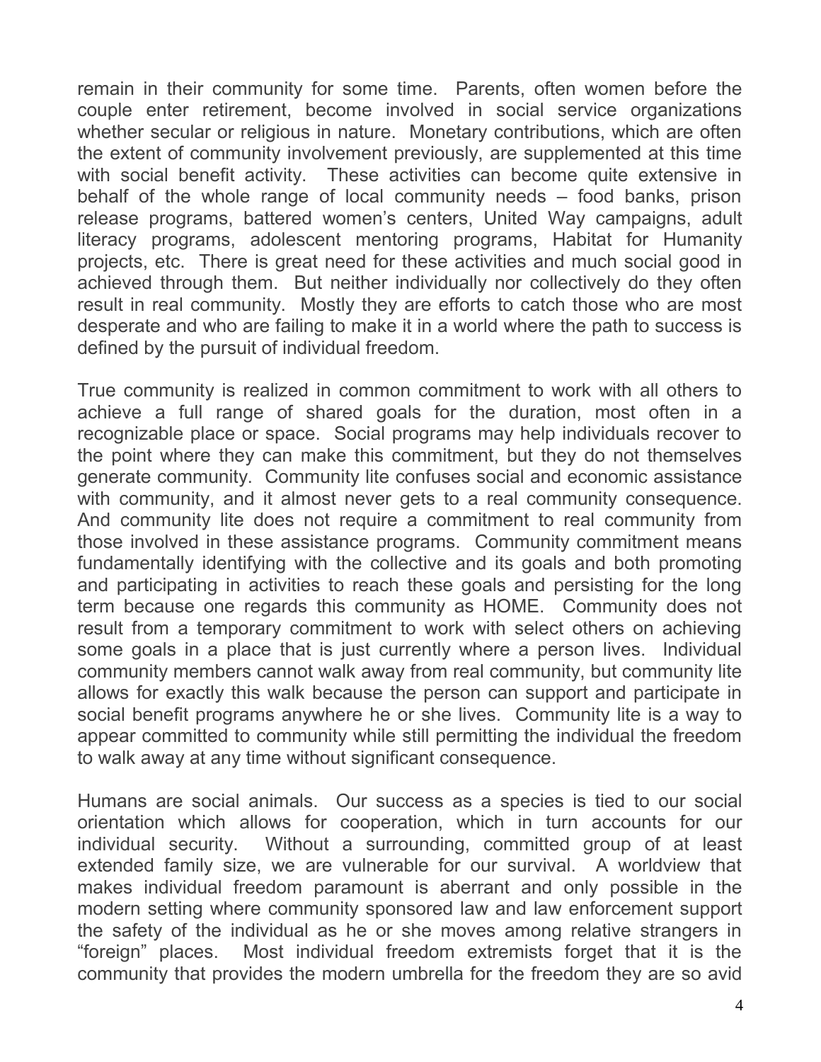remain in their community for some time. Parents, often women before the couple enter retirement, become involved in social service organizations whether secular or religious in nature. Monetary contributions, which are often the extent of community involvement previously, are supplemented at this time with social benefit activity. These activities can become quite extensive in behalf of the whole range of local community needs – food banks, prison release programs, battered women's centers, United Way campaigns, adult literacy programs, adolescent mentoring programs, Habitat for Humanity projects, etc. There is great need for these activities and much social good in achieved through them. But neither individually nor collectively do they often result in real community. Mostly they are efforts to catch those who are most desperate and who are failing to make it in a world where the path to success is defined by the pursuit of individual freedom.

True community is realized in common commitment to work with all others to achieve a full range of shared goals for the duration, most often in a recognizable place or space. Social programs may help individuals recover to the point where they can make this commitment, but they do not themselves generate community. Community lite confuses social and economic assistance with community, and it almost never gets to a real community consequence. And community lite does not require a commitment to real community from those involved in these assistance programs. Community commitment means fundamentally identifying with the collective and its goals and both promoting and participating in activities to reach these goals and persisting for the long term because one regards this community as HOME. Community does not result from a temporary commitment to work with select others on achieving some goals in a place that is just currently where a person lives. Individual community members cannot walk away from real community, but community lite allows for exactly this walk because the person can support and participate in social benefit programs anywhere he or she lives. Community lite is a way to appear committed to community while still permitting the individual the freedom to walk away at any time without significant consequence.

Humans are social animals. Our success as a species is tied to our social orientation which allows for cooperation, which in turn accounts for our individual security. Without a surrounding, committed group of at least extended family size, we are vulnerable for our survival. A worldview that makes individual freedom paramount is aberrant and only possible in the modern setting where community sponsored law and law enforcement support the safety of the individual as he or she moves among relative strangers in "foreign" places. Most individual freedom extremists forget that it is the community that provides the modern umbrella for the freedom they are so avid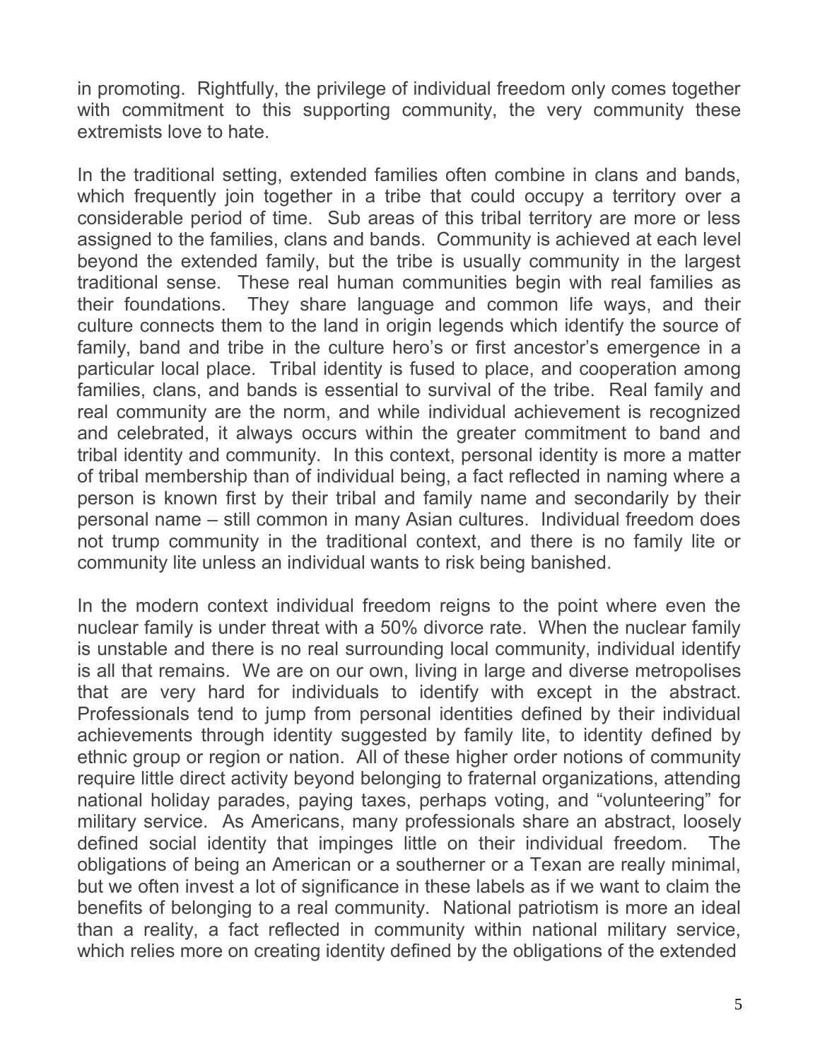in promoting. Rightfully, the privilege of individual freedom only comes together with commitment to this supporting community, the very community these extremists love to hate.

In the traditional setting, extended families often combine in clans and bands, which frequently join together in a tribe that could occupy a territory over a considerable period of time. Sub areas of this tribal territory are more or less assigned to the families, clans and bands. Community is achieved at each level beyond the extended family, but the tribe is usually community in the largest traditional sense. These real human communities begin with real families as their foundations. They share language and common life ways, and their culture connects them to the land in origin legends which identify the source of family, band and tribe in the culture hero's or first ancestor's emergence in a particular local place. Tribal identity is fused to place, and cooperation among families, clans, and bands is essential to survival of the tribe. Real family and real community are the norm, and while individual achievement is recognized and celebrated, it always occurs within the greater commitment to band and tribal identity and community. In this context, personal identity is more a matter of tribal membership than of individual being, a fact reflected in naming where a person is known first by their tribal and family name and secondarily by their personal name – still common in many Asian cultures. Individual freedom does not trump community in the traditional context, and there is no family lite or community lite unless an individual wants to risk being banished.

In the modern context individual freedom reigns to the point where even the nuclear family is under threat with a 50% divorce rate. When the nuclear family is unstable and there is no real surrounding local community, individual identify is all that remains. We are on our own, living in large and diverse metropolises that are very hard for individuals to identify with except in the abstract. Professionals tend to jump from personal identities defined by their individual achievements through identity suggested by family lite, to identity defined by ethnic group or region or nation. All of these higher order notions of community require little direct activity beyond belonging to fraternal organizations, attending national holiday parades, paying taxes, perhaps voting, and "volunteering" for military service. As Americans, many professionals share an abstract, loosely defined social identity that impinges little on their individual freedom. The obligations of being an American or a southerner or a Texan are really minimal, but we often invest a lot of significance in these labels as if we want to claim the benefits of belonging to a real community. National patriotism is more an ideal than a reality, a fact reflected in community within national military service, which relies more on creating identity defined by the obligations of the extended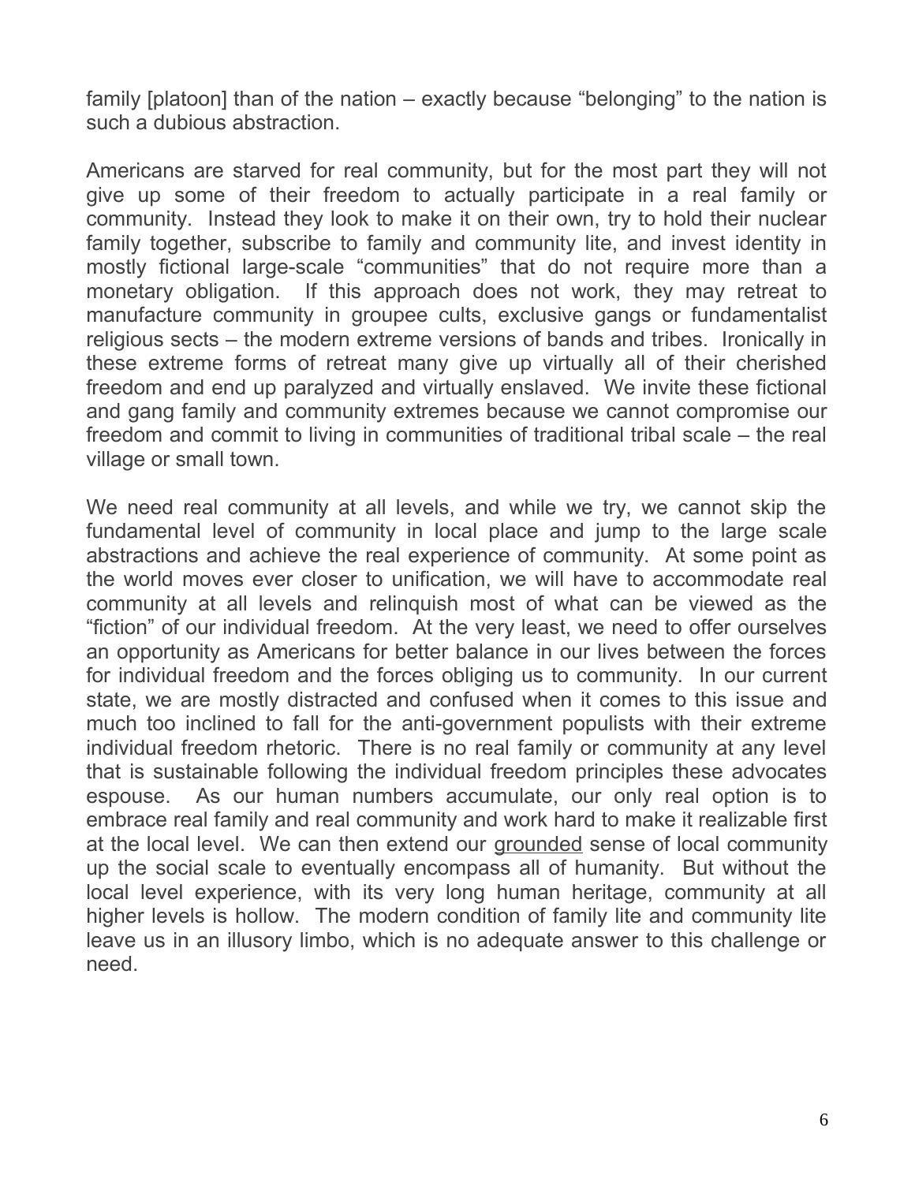family [platoon] than of the nation – exactly because "belonging" to the nation is such a dubious abstraction.

Americans are starved for real community, but for the most part they will not give up some of their freedom to actually participate in a real family or community. Instead they look to make it on their own, try to hold their nuclear family together, subscribe to family and community lite, and invest identity in mostly fictional large-scale "communities" that do not require more than a monetary obligation. If this approach does not work, they may retreat to manufacture community in groupee cults, exclusive gangs or fundamentalist religious sects – the modern extreme versions of bands and tribes. Ironically in these extreme forms of retreat many give up virtually all of their cherished freedom and end up paralyzed and virtually enslaved. We invite these fictional and gang family and community extremes because we cannot compromise our freedom and commit to living in communities of traditional tribal scale – the real village or small town.

We need real community at all levels, and while we try, we cannot skip the fundamental level of community in local place and jump to the large scale abstractions and achieve the real experience of community. At some point as the world moves ever closer to unification, we will have to accommodate real community at all levels and relinquish most of what can be viewed as the "fiction" of our individual freedom. At the very least, we need to offer ourselves an opportunity as Americans for better balance in our lives between the forces for individual freedom and the forces obliging us to community. In our current state, we are mostly distracted and confused when it comes to this issue and much too inclined to fall for the anti-government populists with their extreme individual freedom rhetoric. There is no real family or community at any level that is sustainable following the individual freedom principles these advocates espouse. As our human numbers accumulate, our only real option is to embrace real family and real community and work hard to make it realizable first at the local level. We can then extend our <u>grounded</u> sense of local community up the social scale to eventually encompass all of humanity. But without the local level experience, with its very long human heritage, community at all higher levels is hollow. The modern condition of family lite and community lite leave us in an illusory limbo, which is no adequate answer to this challenge or need.